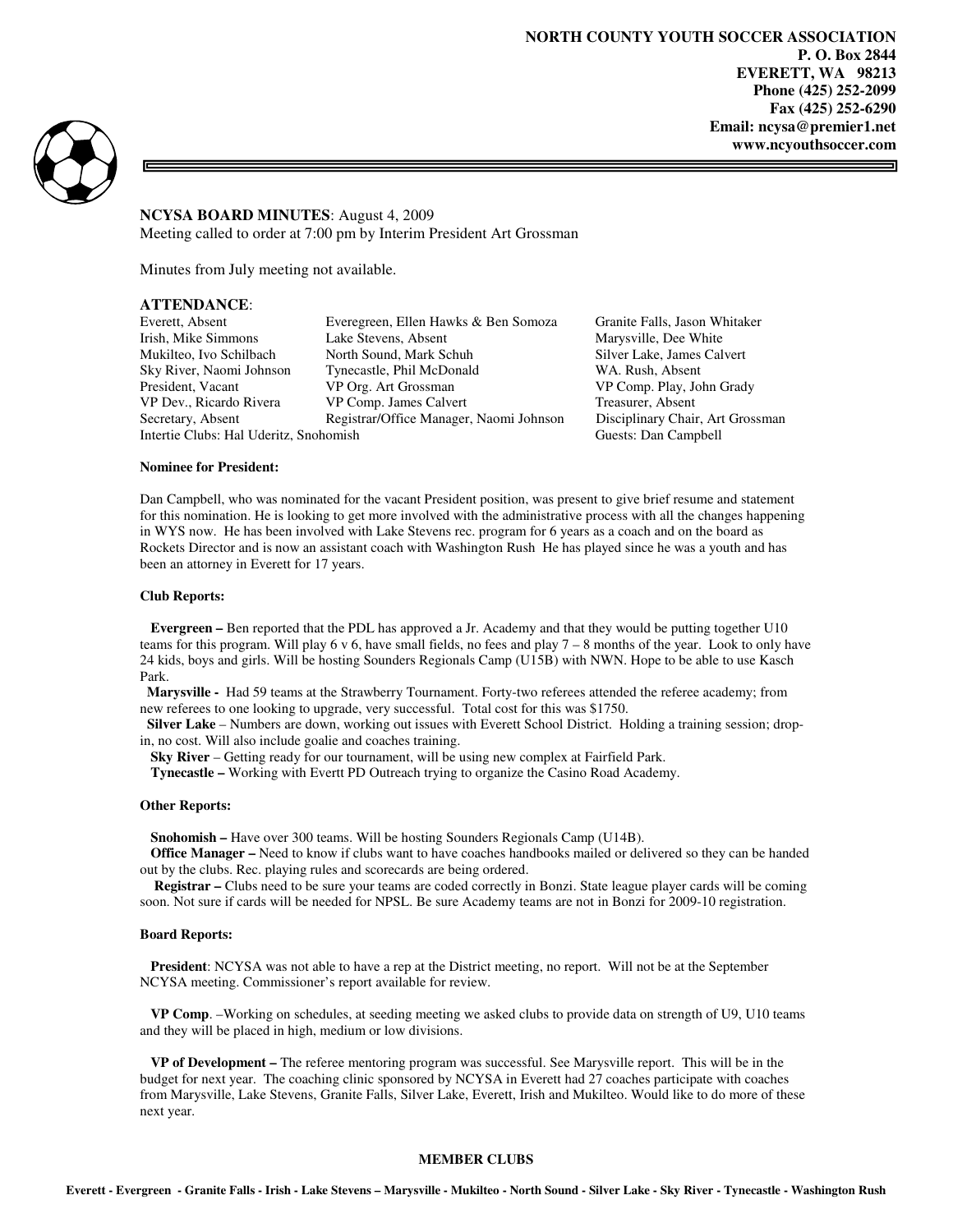**NORTH COUNTY YOUTH SOCCER ASSOCIATION**
**P. O. Box 2844**
**EVERETT, WA 98213**
**Phone (425) 252-2099**
**Fax (425) 252-6290**
**Email: ncysa@premier1.net**
**www.ncyouthsoccer.com**

**NCYSA BOARD MINUTES**: August 4, 2009
Meeting called to order at 7:00 pm by Interim President Art Grossman

Minutes from July meeting not available.

## ATTENDANCE:

| | | |
|---|---|---|
| Everett, Absent | Everegreen, Ellen Hawks & Ben Somoza | Granite Falls, Jason Whitaker |
| Irish, Mike Simmons | Lake Stevens, Absent | Marysville, Dee White |
| Mukilteo, Ivo Schilbach | North Sound, Mark Schuh | Silver Lake, James Calvert |
| Sky River, Naomi Johnson | Tynecastle, Phil McDonald | WA. Rush, Absent |
| President, Vacant | VP Org. Art Grossman | VP Comp. Play, John Grady |
| VP Dev., Ricardo Rivera | VP Comp. James Calvert | Treasurer, Absent |
| Secretary, Absent | Registrar/Office Manager, Naomi Johnson | Disciplinary Chair, Art Grossman |
| Intertie Clubs: Hal Uderitz, Snohomish | | Guests: Dan Campbell |

#### Nominee for President:

Dan Campbell, who was nominated for the vacant President position, was present to give brief resume and statement for this nomination. He is looking to get more involved with the administrative process with all the changes happening in WYS now. He has been involved with Lake Stevens rec. program for 6 years as a coach and on the board as Rockets Director and is now an assistant coach with Washington Rush He has played since he was a youth and has been an attorney in Everett for 17 years.

#### Club Reports:

**Evergreen –** Ben reported that the PDL has approved a Jr. Academy and that they would be putting together U10 teams for this program. Will play 6 v 6, have small fields, no fees and play 7 – 8 months of the year. Look to only have 24 kids, boys and girls. Will be hosting Sounders Regionals Camp (U15B) with NWN. Hope to be able to use Kasch Park.

**Marysville -** Had 59 teams at the Strawberry Tournament. Forty-two referees attended the referee academy; from new referees to one looking to upgrade, very successful. Total cost for this was $1750.

**Silver Lake** – Numbers are down, working out issues with Everett School District. Holding a training session; drop-in, no cost. Will also include goalie and coaches training.

**Sky River** – Getting ready for our tournament, will be using new complex at Fairfield Park.

**Tynecastle –** Working with Evertt PD Outreach trying to organize the Casino Road Academy.

#### Other Reports:

**Snohomish –** Have over 300 teams. Will be hosting Sounders Regionals Camp (U14B).

**Office Manager –** Need to know if clubs want to have coaches handbooks mailed or delivered so they can be handed out by the clubs. Rec. playing rules and scorecards are being ordered.

**Registrar –** Clubs need to be sure your teams are coded correctly in Bonzi. State league player cards will be coming soon. Not sure if cards will be needed for NPSL. Be sure Academy teams are not in Bonzi for 2009-10 registration.

#### Board Reports:

**President**: NCYSA was not able to have a rep at the District meeting, no report. Will not be at the September NCYSA meeting. Commissioner's report available for review.

**VP Comp**. –Working on schedules, at seeding meeting we asked clubs to provide data on strength of U9, U10 teams and they will be placed in high, medium or low divisions.

**VP of Development –** The referee mentoring program was successful. See Marysville report. This will be in the budget for next year. The coaching clinic sponsored by NCYSA in Everett had 27 coaches participate with coaches from Marysville, Lake Stevens, Granite Falls, Silver Lake, Everett, Irish and Mukilteo. Would like to do more of these next year.

**MEMBER CLUBS**

**Everett - Evergreen - Granite Falls - Irish - Lake Stevens – Marysville - Mukilteo - North Sound - Silver Lake - Sky River - Tynecastle - Washington Rush**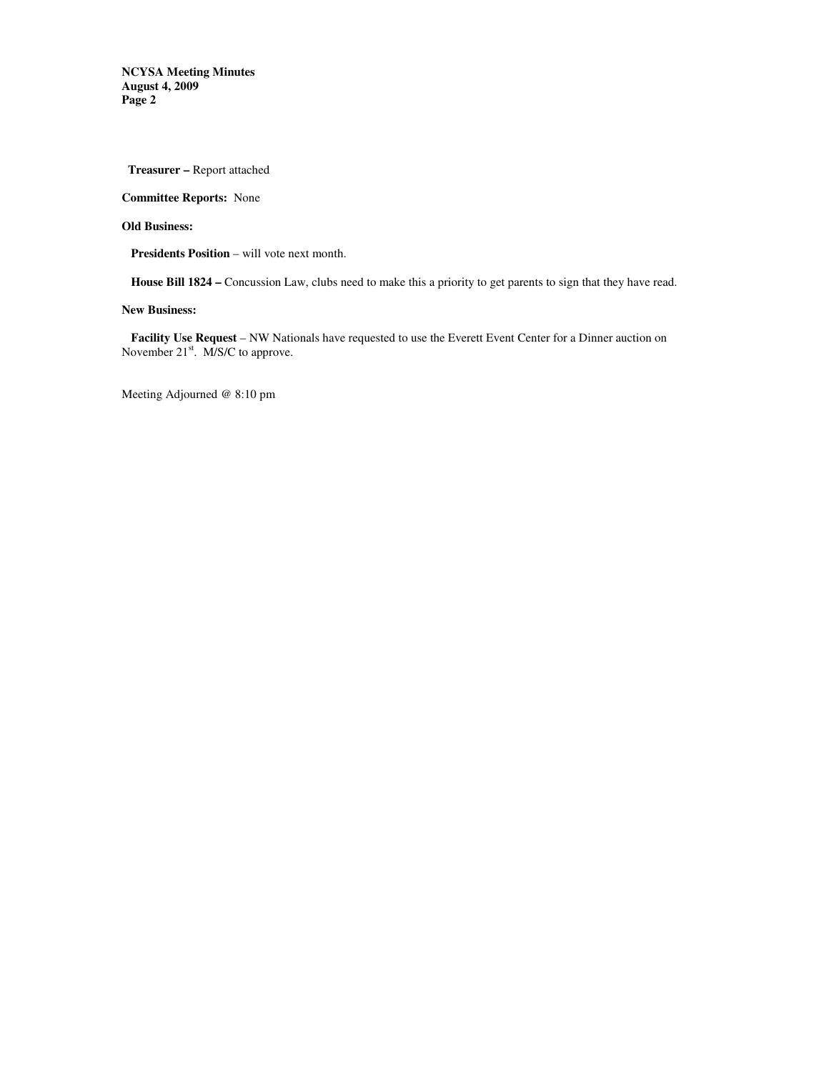**Treasurer –** Report attached

**Committee Reports:** None

**Old Business:**

**Presidents Position** – will vote next month.

**House Bill 1824 –** Concussion Law, clubs need to make this a priority to get parents to sign that they have read.

**New Business:**

**Facility Use Request** – NW Nationals have requested to use the Everett Event Center for a Dinner auction on November 21st. M/S/C to approve.

Meeting Adjourned @ 8:10 pm